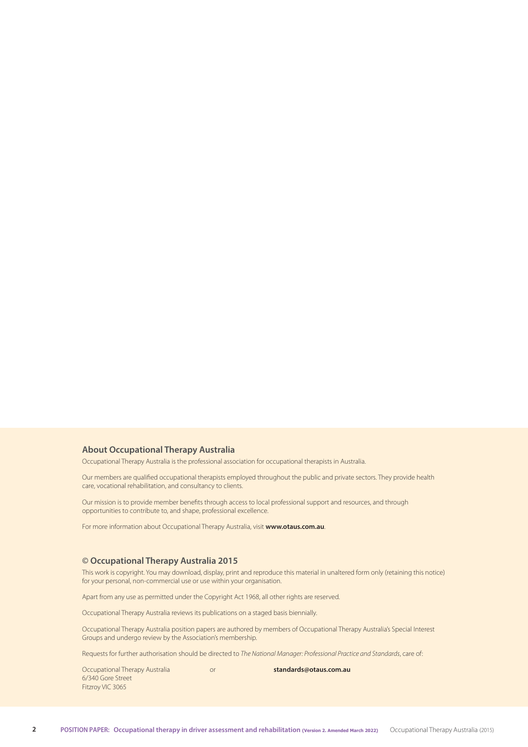## About Occupational Therapy Australia

Occupational Therapy Australia is the professional association for occupational therapists in Australia.

Our members are qualified occupational therapists employed throughout the public and private sectors. They provide health care, vocational rehabilitation, and consultancy to clients.

Our mission is to provide member benefits through access to local professional support and resources, and through opportunities to contribute to, and shape, professional excellence.

For more information about Occupational Therapy Australia, visit **www.otaus.com.au**.

## © Occupational Therapy Australia 2015

This work is copyright. You may download, display, print and reproduce this material in unaltered form only (retaining this notice) for your personal, non-commercial use or use within your organisation.

Apart from any use as permitted under the Copyright Act 1968, all other rights are reserved.

Occupational Therapy Australia reviews its publications on a staged basis biennially.

Occupational Therapy Australia position papers are authored by members of Occupational Therapy Australia's Special Interest Groups and undergo review by the Association's membership.

Requests for further authorisation should be directed to *The National Manager: Professional Practice and Standards*, care of:

Occupational Therapy Australia
6/340 Gore Street
Fitzroy VIC 3065

or

**standards@otaus.com.au**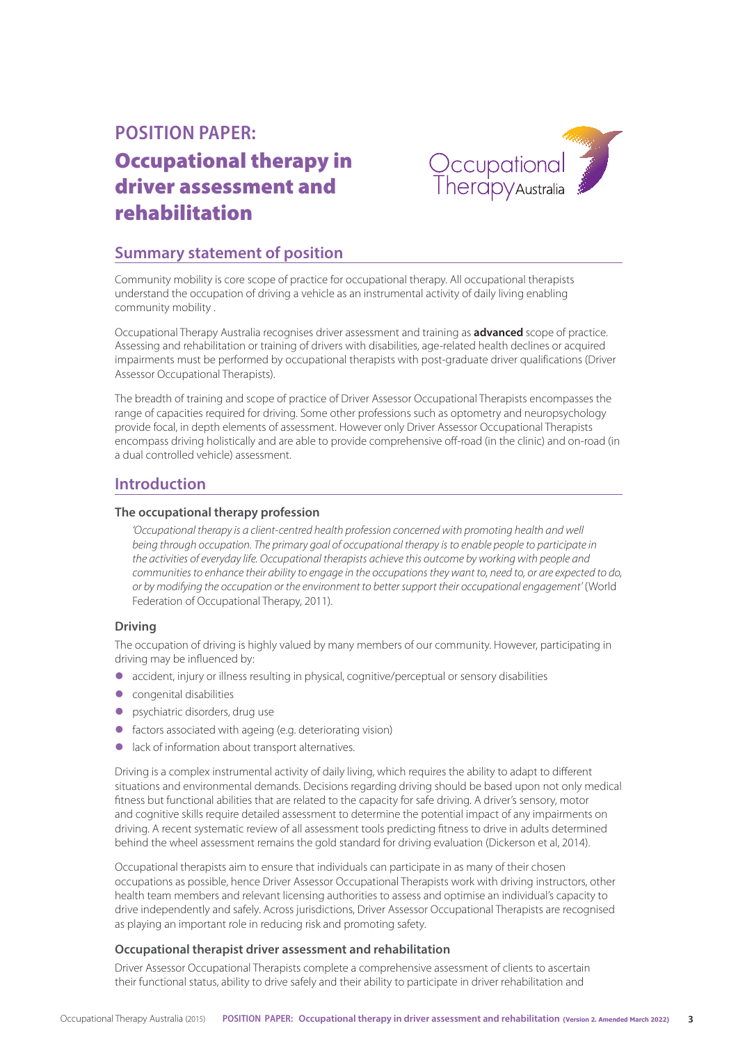# POSITION PAPER:

# Occupational therapy in driver assessment and rehabilitation

## Summary statement of position

Community mobility is core scope of practice for occupational therapy. All occupational therapists understand the occupation of driving a vehicle as an instrumental activity of daily living enabling community mobility .

Occupational Therapy Australia recognises driver assessment and training as **advanced** scope of practice. Assessing and rehabilitation or training of drivers with disabilities, age-related health declines or acquired impairments must be performed by occupational therapists with post-graduate driver qualifications (Driver Assessor Occupational Therapists).

The breadth of training and scope of practice of Driver Assessor Occupational Therapists encompasses the range of capacities required for driving. Some other professions such as optometry and neuropsychology provide focal, in depth elements of assessment. However only Driver Assessor Occupational Therapists encompass driving holistically and are able to provide comprehensive off-road (in the clinic) and on-road (in a dual controlled vehicle) assessment.

## Introduction

### The occupational therapy profession

*'Occupational therapy is a client-centred health profession concerned with promoting health and well being through occupation. The primary goal of occupational therapy is to enable people to participate in the activities of everyday life. Occupational therapists achieve this outcome by working with people and communities to enhance their ability to engage in the occupations they want to, need to, or are expected to do, or by modifying the occupation or the environment to better support their occupational engagement'* (World Federation of Occupational Therapy, 2011).

### Driving

The occupation of driving is highly valued by many members of our community. However, participating in driving may be influenced by:

- accident, injury or illness resulting in physical, cognitive/perceptual or sensory disabilities
- congenital disabilities
- psychiatric disorders, drug use
- factors associated with ageing (e.g. deteriorating vision)
- lack of information about transport alternatives.

Driving is a complex instrumental activity of daily living, which requires the ability to adapt to different situations and environmental demands. Decisions regarding driving should be based upon not only medical fitness but functional abilities that are related to the capacity for safe driving. A driver's sensory, motor and cognitive skills require detailed assessment to determine the potential impact of any impairments on driving. A recent systematic review of all assessment tools predicting fitness to drive in adults determined behind the wheel assessment remains the gold standard for driving evaluation (Dickerson et al, 2014).

Occupational therapists aim to ensure that individuals can participate in as many of their chosen occupations as possible, hence Driver Assessor Occupational Therapists work with driving instructors, other health team members and relevant licensing authorities to assess and optimise an individual's capacity to drive independently and safely. Across jurisdictions, Driver Assessor Occupational Therapists are recognised as playing an important role in reducing risk and promoting safety.

### Occupational therapist driver assessment and rehabilitation

Driver Assessor Occupational Therapists complete a comprehensive assessment of clients to ascertain their functional status, ability to drive safely and their ability to participate in driver rehabilitation and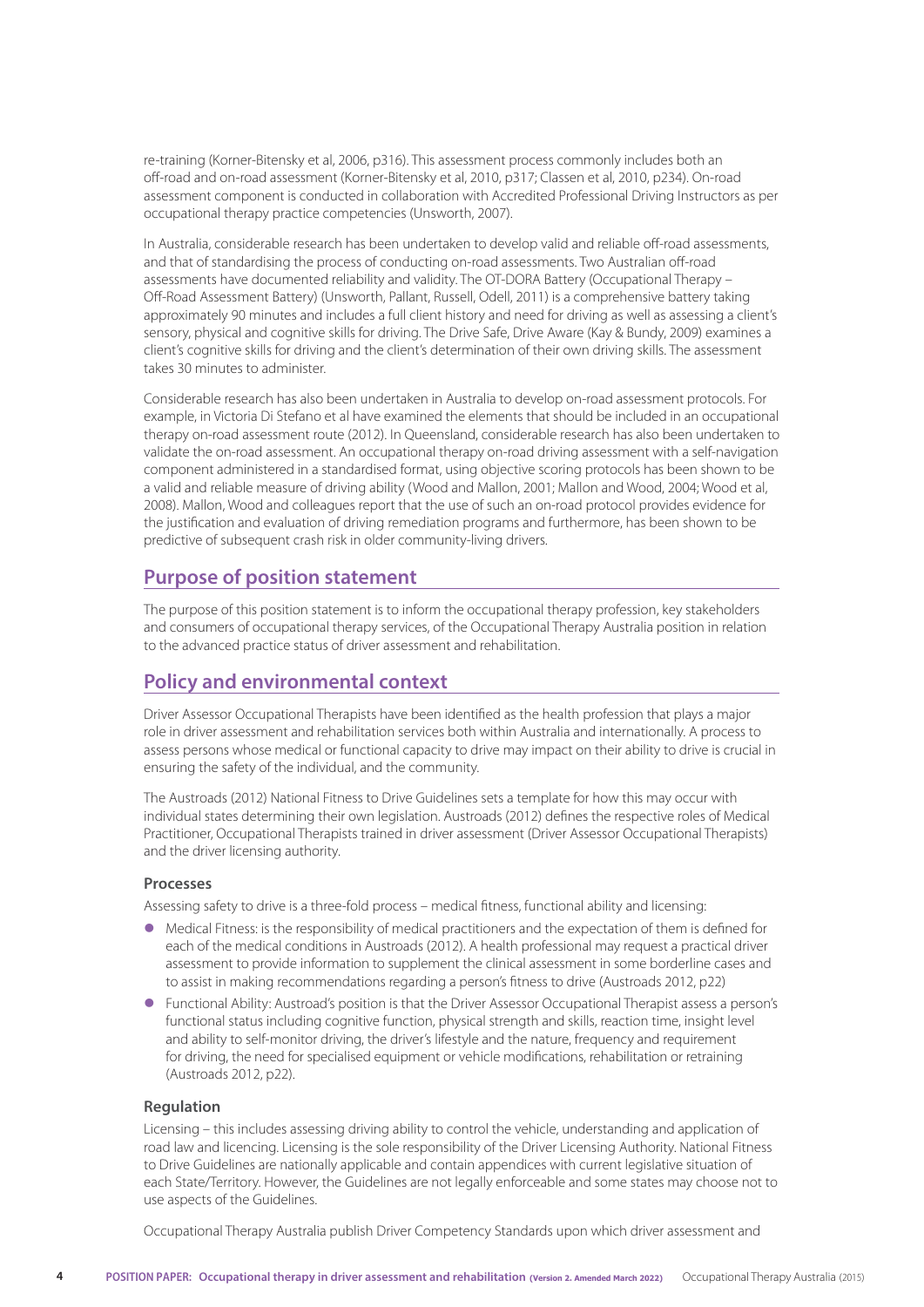re-training (Korner-Bitensky et al, 2006, p316). This assessment process commonly includes both an off-road and on-road assessment (Korner-Bitensky et al, 2010, p317; Classen et al, 2010, p234). On-road assessment component is conducted in collaboration with Accredited Professional Driving Instructors as per occupational therapy practice competencies (Unsworth, 2007).

In Australia, considerable research has been undertaken to develop valid and reliable off-road assessments, and that of standardising the process of conducting on-road assessments. Two Australian off-road assessments have documented reliability and validity. The OT-DORA Battery (Occupational Therapy – Off-Road Assessment Battery) (Unsworth, Pallant, Russell, Odell, 2011) is a comprehensive battery taking approximately 90 minutes and includes a full client history and need for driving as well as assessing a client's sensory, physical and cognitive skills for driving. The Drive Safe, Drive Aware (Kay & Bundy, 2009) examines a client's cognitive skills for driving and the client's determination of their own driving skills. The assessment takes 30 minutes to administer.

Considerable research has also been undertaken in Australia to develop on-road assessment protocols. For example, in Victoria Di Stefano et al have examined the elements that should be included in an occupational therapy on-road assessment route (2012). In Queensland, considerable research has also been undertaken to validate the on-road assessment. An occupational therapy on-road driving assessment with a self-navigation component administered in a standardised format, using objective scoring protocols has been shown to be a valid and reliable measure of driving ability (Wood and Mallon, 2001; Mallon and Wood, 2004; Wood et al, 2008). Mallon, Wood and colleagues report that the use of such an on-road protocol provides evidence for the justification and evaluation of driving remediation programs and furthermore, has been shown to be predictive of subsequent crash risk in older community-living drivers.

## Purpose of position statement

The purpose of this position statement is to inform the occupational therapy profession, key stakeholders and consumers of occupational therapy services, of the Occupational Therapy Australia position in relation to the advanced practice status of driver assessment and rehabilitation.

## Policy and environmental context

Driver Assessor Occupational Therapists have been identified as the health profession that plays a major role in driver assessment and rehabilitation services both within Australia and internationally. A process to assess persons whose medical or functional capacity to drive may impact on their ability to drive is crucial in ensuring the safety of the individual, and the community.

The Austroads (2012) National Fitness to Drive Guidelines sets a template for how this may occur with individual states determining their own legislation. Austroads (2012) defines the respective roles of Medical Practitioner, Occupational Therapists trained in driver assessment (Driver Assessor Occupational Therapists) and the driver licensing authority.

### Processes

Assessing safety to drive is a three-fold process – medical fitness, functional ability and licensing:

- Medical Fitness: is the responsibility of medical practitioners and the expectation of them is defined for each of the medical conditions in Austroads (2012). A health professional may request a practical driver assessment to provide information to supplement the clinical assessment in some borderline cases and to assist in making recommendations regarding a person's fitness to drive (Austroads 2012, p22)
- Functional Ability: Austroad's position is that the Driver Assessor Occupational Therapist assess a person's functional status including cognitive function, physical strength and skills, reaction time, insight level and ability to self-monitor driving, the driver's lifestyle and the nature, frequency and requirement for driving, the need for specialised equipment or vehicle modifications, rehabilitation or retraining (Austroads 2012, p22).

### Regulation

Licensing – this includes assessing driving ability to control the vehicle, understanding and application of road law and licencing. Licensing is the sole responsibility of the Driver Licensing Authority. National Fitness to Drive Guidelines are nationally applicable and contain appendices with current legislative situation of each State/Territory. However, the Guidelines are not legally enforceable and some states may choose not to use aspects of the Guidelines.

Occupational Therapy Australia publish Driver Competency Standards upon which driver assessment and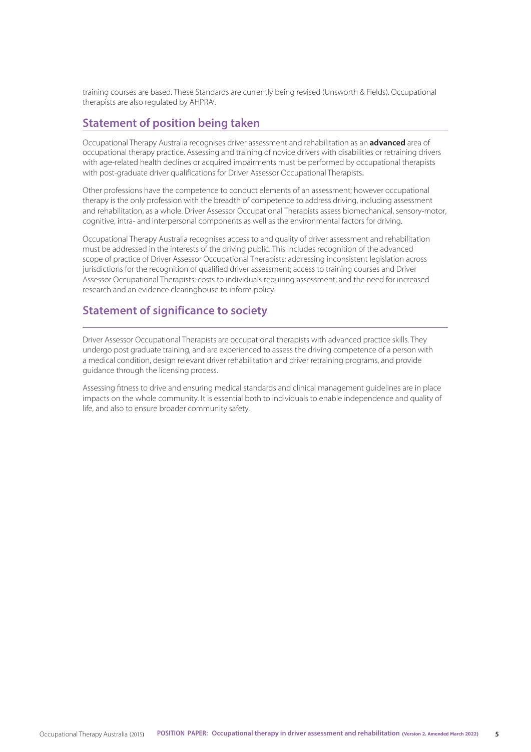training courses are based. These Standards are currently being revised (Unsworth & Fields). Occupational therapists are also regulated by AHPRA[i].

## Statement of position being taken

Occupational Therapy Australia recognises driver assessment and rehabilitation as an **advanced** area of occupational therapy practice. Assessing and training of novice drivers with disabilities or retraining drivers with age-related health declines or acquired impairments must be performed by occupational therapists with post-graduate driver qualifications for Driver Assessor Occupational Therapists.

Other professions have the competence to conduct elements of an assessment; however occupational therapy is the only profession with the breadth of competence to address driving, including assessment and rehabilitation, as a whole. Driver Assessor Occupational Therapists assess biomechanical, sensory-motor, cognitive, intra- and interpersonal components as well as the environmental factors for driving.

Occupational Therapy Australia recognises access to and quality of driver assessment and rehabilitation must be addressed in the interests of the driving public. This includes recognition of the advanced scope of practice of Driver Assessor Occupational Therapists; addressing inconsistent legislation across jurisdictions for the recognition of qualified driver assessment; access to training courses and Driver Assessor Occupational Therapists; costs to individuals requiring assessment; and the need for increased research and an evidence clearinghouse to inform policy.

## Statement of significance to society

Driver Assessor Occupational Therapists are occupational therapists with advanced practice skills. They undergo post graduate training, and are experienced to assess the driving competence of a person with a medical condition, design relevant driver rehabilitation and driver retraining programs, and provide guidance through the licensing process.

Assessing fitness to drive and ensuring medical standards and clinical management guidelines are in place impacts on the whole community. It is essential both to individuals to enable independence and quality of life, and also to ensure broader community safety.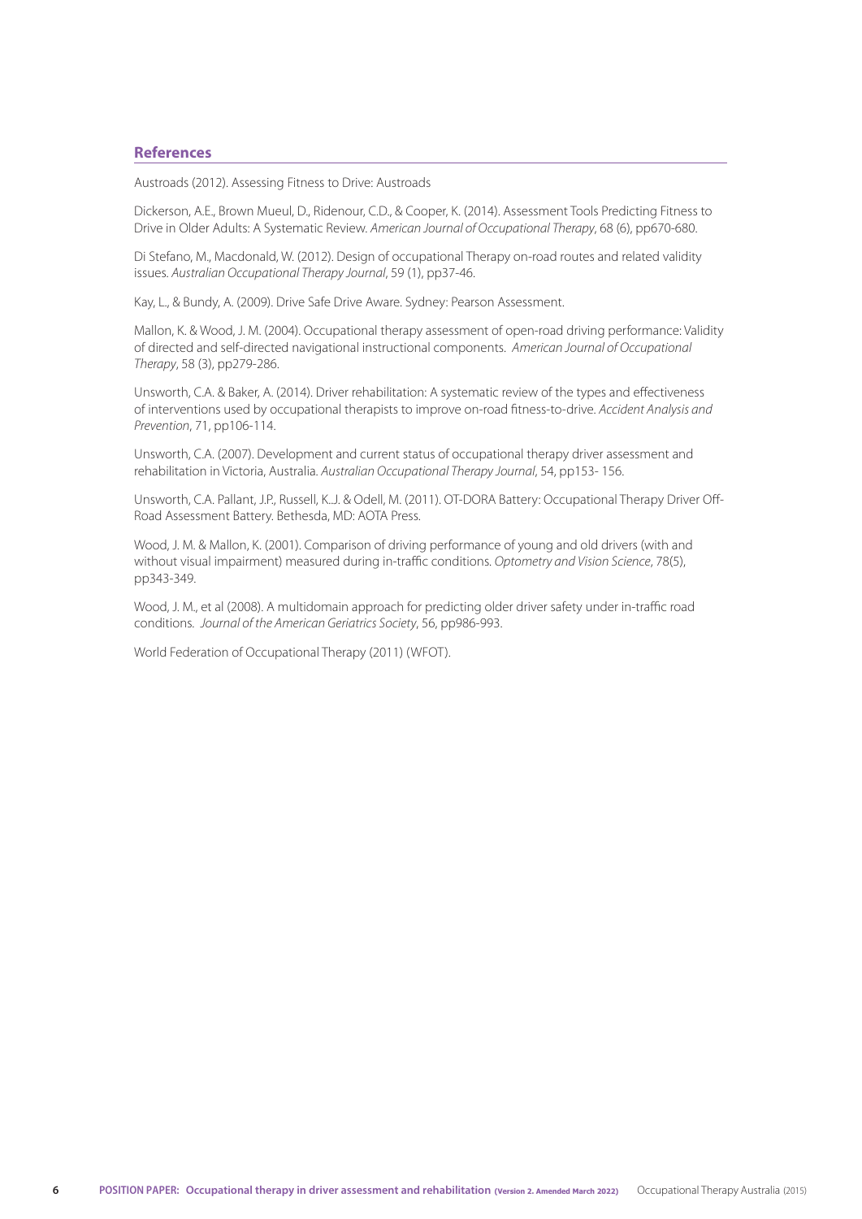## References

Austroads (2012). Assessing Fitness to Drive: Austroads

Dickerson, A.E., Brown Mueul, D., Ridenour, C.D., & Cooper, K. (2014). Assessment Tools Predicting Fitness to Drive in Older Adults: A Systematic Review. *American Journal of Occupational Therapy*, 68 (6), pp670-680.

Di Stefano, M., Macdonald, W. (2012). Design of occupational Therapy on-road routes and related validity issues. *Australian Occupational Therapy Journal*, 59 (1), pp37-46.

Kay, L., & Bundy, A. (2009). Drive Safe Drive Aware. Sydney: Pearson Assessment.

Mallon, K. & Wood, J. M. (2004). Occupational therapy assessment of open-road driving performance: Validity of directed and self-directed navigational instructional components. *American Journal of Occupational Therapy*, 58 (3), pp279-286.

Unsworth, C.A. & Baker, A. (2014). Driver rehabilitation: A systematic review of the types and effectiveness of interventions used by occupational therapists to improve on-road fitness-to-drive. *Accident Analysis and Prevention*, 71, pp106-114.

Unsworth, C.A. (2007). Development and current status of occupational therapy driver assessment and rehabilitation in Victoria, Australia. *Australian Occupational Therapy Journal*, 54, pp153- 156.

Unsworth, C.A. Pallant, J.P., Russell, K..J. & Odell, M. (2011). OT-DORA Battery: Occupational Therapy Driver Off-Road Assessment Battery. Bethesda, MD: AOTA Press.

Wood, J. M. & Mallon, K. (2001). Comparison of driving performance of young and old drivers (with and without visual impairment) measured during in-traffic conditions. *Optometry and Vision Science*, 78(5), pp343-349.

Wood, J. M., et al (2008). A multidomain approach for predicting older driver safety under in-traffic road conditions. *Journal of the American Geriatrics Society*, 56, pp986-993.

World Federation of Occupational Therapy (2011) (WFOT).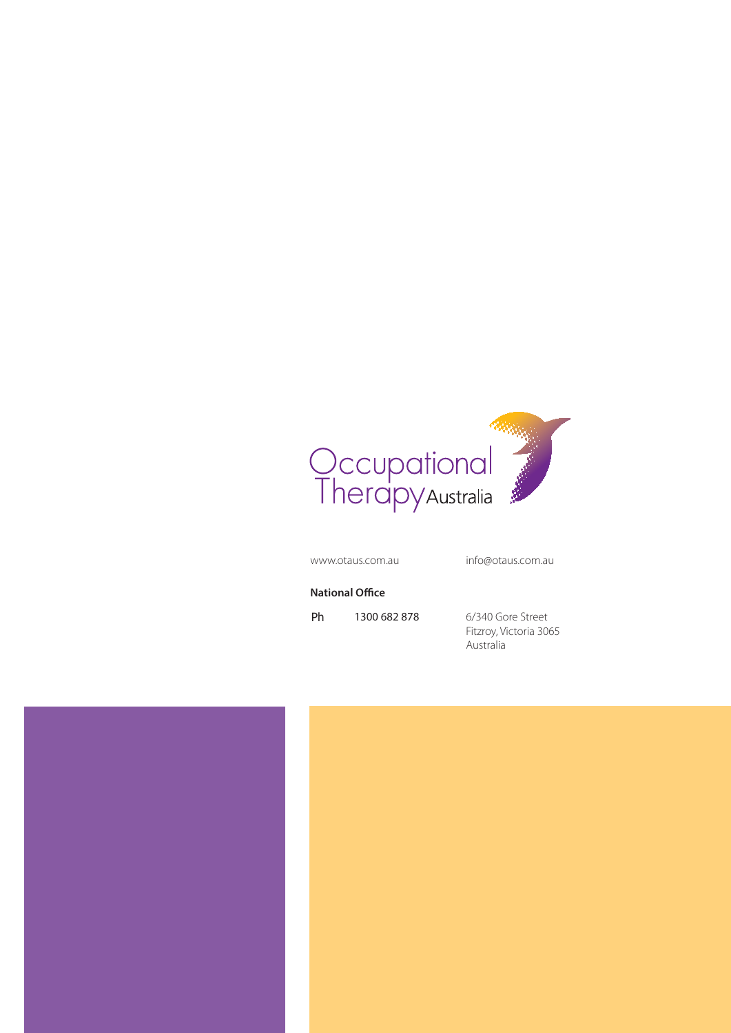Occupational Therapy Australia

www.otaus.com.au

info@otaus.com.au

**National Office**

Ph 1300 682 878

6/340 Gore Street
Fitzroy, Victoria 3065
Australia